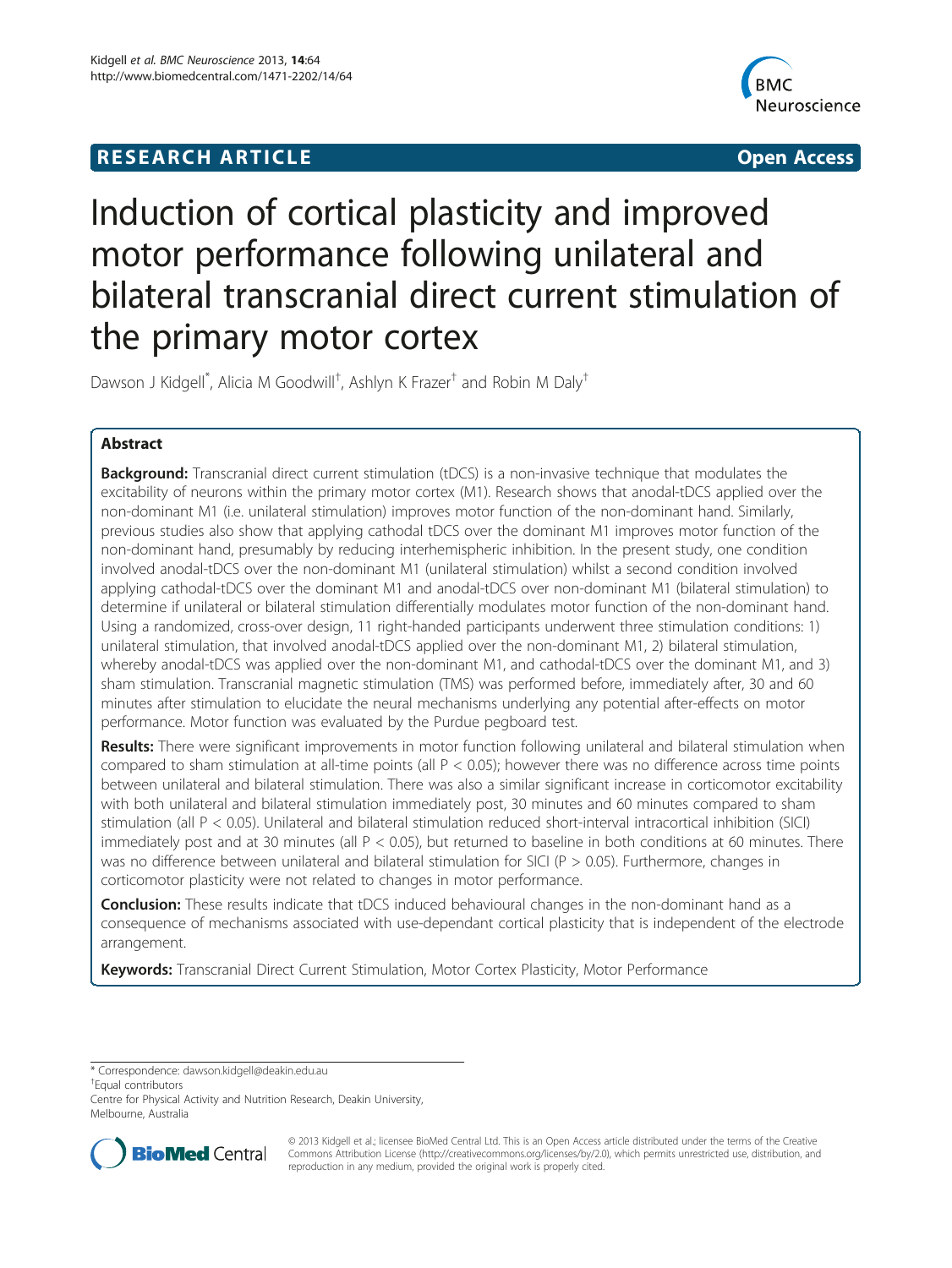**RESEARCH ARTICLE** **Open Access**

# Induction of cortical plasticity and improved motor performance following unilateral and bilateral transcranial direct current stimulation of the primary motor cortex

Dawson J Kidgell*, Alicia M Goodwill†, Ashlyn K Frazer† and Robin M Daly†

## Abstract

**Background:** Transcranial direct current stimulation (tDCS) is a non-invasive technique that modulates the excitability of neurons within the primary motor cortex (M1). Research shows that anodal-tDCS applied over the non-dominant M1 (i.e. unilateral stimulation) improves motor function of the non-dominant hand. Similarly, previous studies also show that applying cathodal tDCS over the dominant M1 improves motor function of the non-dominant hand, presumably by reducing interhemispheric inhibition. In the present study, one condition involved anodal-tDCS over the non-dominant M1 (unilateral stimulation) whilst a second condition involved applying cathodal-tDCS over the dominant M1 and anodal-tDCS over non-dominant M1 (bilateral stimulation) to determine if unilateral or bilateral stimulation differentially modulates motor function of the non-dominant hand. Using a randomized, cross-over design, 11 right-handed participants underwent three stimulation conditions: 1) unilateral stimulation, that involved anodal-tDCS applied over the non-dominant M1, 2) bilateral stimulation, whereby anodal-tDCS was applied over the non-dominant M1, and cathodal-tDCS over the dominant M1, and 3) sham stimulation. Transcranial magnetic stimulation (TMS) was performed before, immediately after, 30 and 60 minutes after stimulation to elucidate the neural mechanisms underlying any potential after-effects on motor performance. Motor function was evaluated by the Purdue pegboard test.

**Results:** There were significant improvements in motor function following unilateral and bilateral stimulation when compared to sham stimulation at all-time points (all $P < 0.05$); however there was no difference across time points between unilateral and bilateral stimulation. There was also a similar significant increase in corticomotor excitability with both unilateral and bilateral stimulation immediately post, 30 minutes and 60 minutes compared to sham stimulation (all $P < 0.05$). Unilateral and bilateral stimulation reduced short-interval intracortical inhibition (SICI) immediately post and at 30 minutes (all $P < 0.05$), but returned to baseline in both conditions at 60 minutes. There was no difference between unilateral and bilateral stimulation for SICI ($P > 0.05$). Furthermore, changes in corticomotor plasticity were not related to changes in motor performance.

**Conclusion:** These results indicate that tDCS induced behavioural changes in the non-dominant hand as a consequence of mechanisms associated with use-dependant cortical plasticity that is independent of the electrode arrangement.

**Keywords:** Transcranial Direct Current Stimulation, Motor Cortex Plasticity, Motor Performance

---

\* Correspondence: dawson.kidgell@deakin.edu.au

†Equal contributors

Centre for Physical Activity and Nutrition Research, Deakin University, Melbourne, Australia

© 2013 Kidgell et al.; licensee BioMed Central Ltd. This is an Open Access article distributed under the terms of the Creative Commons Attribution License (http://creativecommons.org/licenses/by/2.0), which permits unrestricted use, distribution, and reproduction in any medium, provided the original work is properly cited.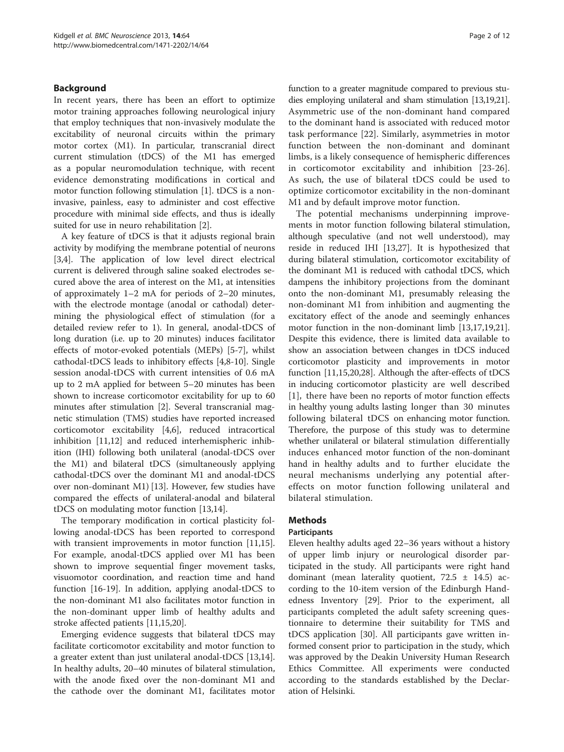## Background

In recent years, there has been an effort to optimize motor training approaches following neurological injury that employ techniques that non-invasively modulate the excitability of neuronal circuits within the primary motor cortex (M1). In particular, transcranial direct current stimulation (tDCS) of the M1 has emerged as a popular neuromodulation technique, with recent evidence demonstrating modifications in cortical and motor function following stimulation [1]. tDCS is a non-invasive, painless, easy to administer and cost effective procedure with minimal side effects, and thus is ideally suited for use in neuro rehabilitation [2].

A key feature of tDCS is that it adjusts regional brain activity by modifying the membrane potential of neurons [3,4]. The application of low level direct electrical current is delivered through saline soaked electrodes secured above the area of interest on the M1, at intensities of approximately 1–2 mA for periods of 2–20 minutes, with the electrode montage (anodal or cathodal) determining the physiological effect of stimulation (for a detailed review refer to 1). In general, anodal-tDCS of long duration (i.e. up to 20 minutes) induces facilitator effects of motor-evoked potentials (MEPs) [5-7], whilst cathodal-tDCS leads to inhibitory effects [4,8-10]. Single session anodal-tDCS with current intensities of 0.6 mA up to 2 mA applied for between 5–20 minutes has been shown to increase corticomotor excitability for up to 60 minutes after stimulation [2]. Several transcranial magnetic stimulation (TMS) studies have reported increased corticomotor excitability [4,6], reduced intracortical inhibition [11,12] and reduced interhemispheric inhibition (IHI) following both unilateral (anodal-tDCS over the M1) and bilateral tDCS (simultaneously applying cathodal-tDCS over the dominant M1 and anodal-tDCS over non-dominant M1) [13]. However, few studies have compared the effects of unilateral-anodal and bilateral tDCS on modulating motor function [13,14].

The temporary modification in cortical plasticity following anodal-tDCS has been reported to correspond with transient improvements in motor function [11,15]. For example, anodal-tDCS applied over M1 has been shown to improve sequential finger movement tasks, visuomotor coordination, and reaction time and hand function [16-19]. In addition, applying anodal-tDCS to the non-dominant M1 also facilitates motor function in the non-dominant upper limb of healthy adults and stroke affected patients [11,15,20].

Emerging evidence suggests that bilateral tDCS may facilitate corticomotor excitability and motor function to a greater extent than just unilateral anodal-tDCS [13,14]. In healthy adults, 20–40 minutes of bilateral stimulation, with the anode fixed over the non-dominant M1 and the cathode over the dominant M1, facilitates motor function to a greater magnitude compared to previous studies employing unilateral and sham stimulation [13,19,21]. Asymmetric use of the non-dominant hand compared to the dominant hand is associated with reduced motor task performance [22]. Similarly, asymmetries in motor function between the non-dominant and dominant limbs, is a likely consequence of hemispheric differences in corticomotor excitability and inhibition [23-26]. As such, the use of bilateral tDCS could be used to optimize corticomotor excitability in the non-dominant M1 and by default improve motor function.

The potential mechanisms underpinning improvements in motor function following bilateral stimulation, although speculative (and not well understood), may reside in reduced IHI [13,27]. It is hypothesized that during bilateral stimulation, corticomotor excitability of the dominant M1 is reduced with cathodal tDCS, which dampens the inhibitory projections from the dominant onto the non-dominant M1, presumably releasing the non-dominant M1 from inhibition and augmenting the excitatory effect of the anode and seemingly enhances motor function in the non-dominant limb [13,17,19,21]. Despite this evidence, there is limited data available to show an association between changes in tDCS induced corticomotor plasticity and improvements in motor function [11,15,20,28]. Although the after-effects of tDCS in inducing corticomotor plasticity are well described [1], there have been no reports of motor function effects in healthy young adults lasting longer than 30 minutes following bilateral tDCS on enhancing motor function. Therefore, the purpose of this study was to determine whether unilateral or bilateral stimulation differentially induces enhanced motor function of the non-dominant hand in healthy adults and to further elucidate the neural mechanisms underlying any potential after-effects on motor function following unilateral and bilateral stimulation.

## Methods

### Participants

Eleven healthy adults aged 22–36 years without a history of upper limb injury or neurological disorder participated in the study. All participants were right hand dominant (mean laterality quotient, 72.5 ± 14.5) according to the 10-item version of the Edinburgh Handedness Inventory [29]. Prior to the experiment, all participants completed the adult safety screening questionnaire to determine their suitability for TMS and tDCS application [30]. All participants gave written informed consent prior to participation in the study, which was approved by the Deakin University Human Research Ethics Committee. All experiments were conducted according to the standards established by the Declaration of Helsinki.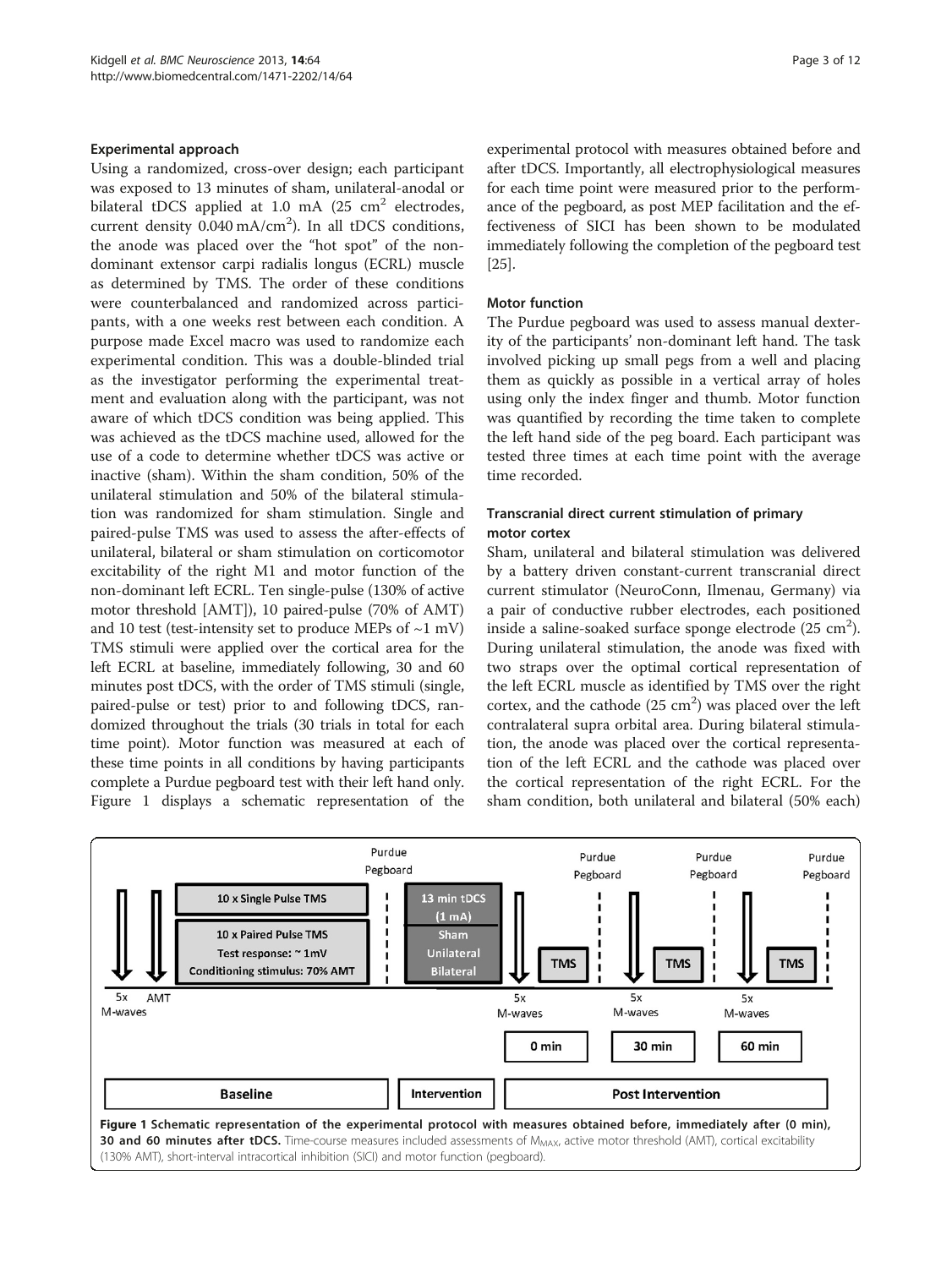### Experimental approach

Using a randomized, cross-over design; each participant was exposed to 13 minutes of sham, unilateral-anodal or bilateral tDCS applied at 1.0 mA (25 $cm^2$ electrodes, current density 0.040 mA/$cm^2$). In all tDCS conditions, the anode was placed over the "hot spot" of the non-dominant extensor carpi radialis longus (ECRL) muscle as determined by TMS. The order of these conditions were counterbalanced and randomized across participants, with a one weeks rest between each condition. A purpose made Excel macro was used to randomize each experimental condition. This was a double-blinded trial as the investigator performing the experimental treatment and evaluation along with the participant, was not aware of which tDCS condition was being applied. This was achieved as the tDCS machine used, allowed for the use of a code to determine whether tDCS was active or inactive (sham). Within the sham condition, 50% of the unilateral stimulation and 50% of the bilateral stimulation was randomized for sham stimulation. Single and paired-pulse TMS was used to assess the after-effects of unilateral, bilateral or sham stimulation on corticomotor excitability of the right M1 and motor function of the non-dominant left ECRL. Ten single-pulse (130% of active motor threshold [AMT]), 10 paired-pulse (70% of AMT) and 10 test (test-intensity set to produce MEPs of ~1 mV) TMS stimuli were applied over the cortical area for the left ECRL at baseline, immediately following, 30 and 60 minutes post tDCS, with the order of TMS stimuli (single, paired-pulse or test) prior to and following tDCS, randomized throughout the trials (30 trials in total for each time point). Motor function was measured at each of these time points in all conditions by having participants complete a Purdue pegboard test with their left hand only. Figure 1 displays a schematic representation of the experimental protocol with measures obtained before and after tDCS. Importantly, all electrophysiological measures for each time point were measured prior to the performance of the pegboard, as post MEP facilitation and the effectiveness of SICI has been shown to be modulated immediately following the completion of the pegboard test [25].

### Motor function

The Purdue pegboard was used to assess manual dexterity of the participants' non-dominant left hand. The task involved picking up small pegs from a well and placing them as quickly as possible in a vertical array of holes using only the index finger and thumb. Motor function was quantified by recording the time taken to complete the left hand side of the peg board. Each participant was tested three times at each time point with the average time recorded.

### Transcranial direct current stimulation of primary motor cortex

Sham, unilateral and bilateral stimulation was delivered by a battery driven constant-current transcranial direct current stimulator (NeuroConn, Ilmenau, Germany) via a pair of conductive rubber electrodes, each positioned inside a saline-soaked surface sponge electrode (25 $cm^2$). During unilateral stimulation, the anode was fixed with two straps over the optimal cortical representation of the left ECRL muscle as identified by TMS over the right cortex, and the cathode (25 $cm^2$) was placed over the left contralateral supra orbital area. During bilateral stimulation, the anode was placed over the cortical representation of the left ECRL and the cathode was placed over the cortical representation of the right ECRL. For the sham condition, both unilateral and bilateral (50% each)

**Figure 1 Schematic representation of the experimental protocol with measures obtained before, immediately after (0 min), 30 and 60 minutes after tDCS.** Time-course measures included assessments of $M_{MAX}$, active motor threshold (AMT), cortical excitability (130% AMT), short-interval intracortical inhibition (SICI) and motor function (pegboard).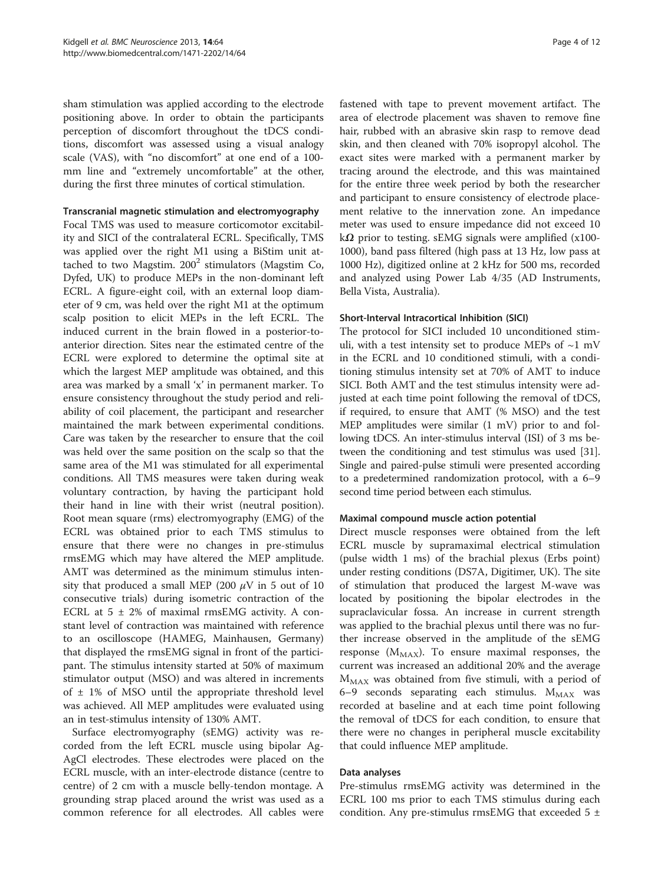sham stimulation was applied according to the electrode positioning above. In order to obtain the participants perception of discomfort throughout the tDCS conditions, discomfort was assessed using a visual analogy scale (VAS), with "no discomfort" at one end of a 100-mm line and "extremely uncomfortable" at the other, during the first three minutes of cortical stimulation.

### Transcranial magnetic stimulation and electromyography

Focal TMS was used to measure corticomotor excitability and SICI of the contralateral ECRL. Specifically, TMS was applied over the right M1 using a BiStim unit attached to two Magstim. $200^2$ stimulators (Magstim Co, Dyfed, UK) to produce MEPs in the non-dominant left ECRL. A figure-eight coil, with an external loop diameter of 9 cm, was held over the right M1 at the optimum scalp position to elicit MEPs in the left ECRL. The induced current in the brain flowed in a posterior-to-anterior direction. Sites near the estimated centre of the ECRL were explored to determine the optimal site at which the largest MEP amplitude was obtained, and this area was marked by a small 'x' in permanent marker. To ensure consistency throughout the study period and reliability of coil placement, the participant and researcher maintained the mark between experimental conditions. Care was taken by the researcher to ensure that the coil was held over the same position on the scalp so that the same area of the M1 was stimulated for all experimental conditions. All TMS measures were taken during weak voluntary contraction, by having the participant hold their hand in line with their wrist (neutral position). Root mean square (rms) electromyography (EMG) of the ECRL was obtained prior to each TMS stimulus to ensure that there were no changes in pre-stimulus rmsEMG which may have altered the MEP amplitude. AMT was determined as the minimum stimulus intensity that produced a small MEP (200 $\mu$V in 5 out of 10 consecutive trials) during isometric contraction of the ECRL at $5 \pm 2\%$ of maximal rmsEMG activity. A constant level of contraction was maintained with reference to an oscilloscope (HAMEG, Mainhausen, Germany) that displayed the rmsEMG signal in front of the participant. The stimulus intensity started at 50% of maximum stimulator output (MSO) and was altered in increments of $\pm$ 1% of MSO until the appropriate threshold level was achieved. All MEP amplitudes were evaluated using an in test-stimulus intensity of 130% AMT.

Surface electromyography (sEMG) activity was recorded from the left ECRL muscle using bipolar Ag-AgCl electrodes. These electrodes were placed on the ECRL muscle, with an inter-electrode distance (centre to centre) of 2 cm with a muscle belly-tendon montage. A grounding strap placed around the wrist was used as a common reference for all electrodes. All cables were fastened with tape to prevent movement artifact. The area of electrode placement was shaven to remove fine hair, rubbed with an abrasive skin rasp to remove dead skin, and then cleaned with 70% isopropyl alcohol. The exact sites were marked with a permanent marker by tracing around the electrode, and this was maintained for the entire three week period by both the researcher and participant to ensure consistency of electrode placement relative to the innervation zone. An impedance meter was used to ensure impedance did not exceed 10 k$\Omega$ prior to testing. sEMG signals were amplified (x100-1000), band pass filtered (high pass at 13 Hz, low pass at 1000 Hz), digitized online at 2 kHz for 500 ms, recorded and analyzed using Power Lab 4/35 (AD Instruments, Bella Vista, Australia).

### Short-Interval Intracortical Inhibition (SICI)

The protocol for SICI included 10 unconditioned stimuli, with a test intensity set to produce MEPs of ~1 mV in the ECRL and 10 conditioned stimuli, with a conditioning stimulus intensity set at 70% of AMT to induce SICI. Both AMT and the test stimulus intensity were adjusted at each time point following the removal of tDCS, if required, to ensure that AMT (% MSO) and the test MEP amplitudes were similar (1 mV) prior to and following tDCS. An inter-stimulus interval (ISI) of 3 ms between the conditioning and test stimulus was used [31]. Single and paired-pulse stimuli were presented according to a predetermined randomization protocol, with a 6–9 second time period between each stimulus.

### Maximal compound muscle action potential

Direct muscle responses were obtained from the left ECRL muscle by supramaximal electrical stimulation (pulse width 1 ms) of the brachial plexus (Erbs point) under resting conditions (DS7A, Digitimer, UK). The site of stimulation that produced the largest M-wave was located by positioning the bipolar electrodes in the supraclavicular fossa. An increase in current strength was applied to the brachial plexus until there was no further increase observed in the amplitude of the sEMG response ($M_{MAX}$). To ensure maximal responses, the current was increased an additional 20% and the average $M_{MAX}$ was obtained from five stimuli, with a period of 6–9 seconds separating each stimulus. $M_{MAX}$ was recorded at baseline and at each time point following the removal of tDCS for each condition, to ensure that there were no changes in peripheral muscle excitability that could influence MEP amplitude.

### Data analyses

Pre-stimulus rmsEMG activity was determined in the ECRL 100 ms prior to each TMS stimulus during each condition. Any pre-stimulus rmsEMG that exceeded 5 ±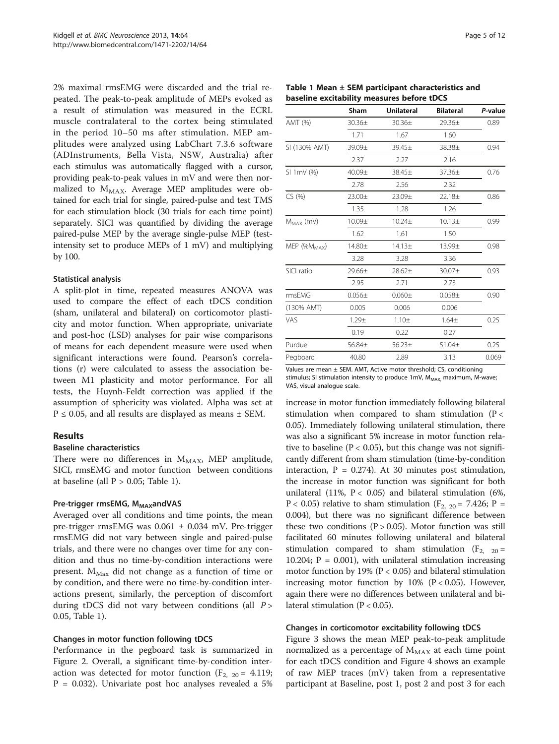2% maximal rmsEMG were discarded and the trial repeated. The peak-to-peak amplitude of MEPs evoked as a result of stimulation was measured in the ECRL muscle contralateral to the cortex being stimulated in the period 10–50 ms after stimulation. MEP amplitudes were analyzed using LabChart 7.3.6 software (ADInstruments, Bella Vista, NSW, Australia) after each stimulus was automatically flagged with a cursor, providing peak-to-peak values in mV and were then normalized to $M_{MAX}$. Average MEP amplitudes were obtained for each trial for single, paired-pulse and test TMS for each stimulation block (30 trials for each time point) separately. SICI was quantified by dividing the average paired-pulse MEP by the average single-pulse MEP (test-intensity set to produce MEPs of 1 mV) and multiplying by 100.

### Statistical analysis

A split-plot in time, repeated measures ANOVA was used to compare the effect of each tDCS condition (sham, unilateral and bilateral) on corticomotor plasticity and motor function. When appropriate, univariate and post-hoc (LSD) analyses for pair wise comparisons of means for each dependent measure were used when significant interactions were found. Pearson's correlations (r) were calculated to assess the association between M1 plasticity and motor performance. For all tests, the Huynh-Feldt correction was applied if the assumption of sphericity was violated. Alpha was set at $P \leq 0.05$, and all results are displayed as means ± SEM.

## Results

### Baseline characteristics

There were no differences in $M_{MAX}$, MEP amplitude, SICI, rmsEMG and motor function between conditions at baseline (all $P > 0.05$; Table 1).

**Table 1 Mean ± SEM participant characteristics and baseline excitability measures before tDCS**

| | Sham | Unilateral | Bilateral | *P*-value |
|---|---|---|---|---|
| AMT (%) | 30.36± 1.71 | 30.36± 1.67 | 29.36± 1.60 | 0.89 |
| SI (130% AMT) | 39.09± 2.37 | 39.45± 2.27 | 38.38± 2.16 | 0.94 |
| SI 1mV (%) | 40.09± 2.78 | 38.45± 2.56 | 37.36± 2.32 | 0.76 |
| CS (%) | 23.00± 1.35 | 23.09± 1.28 | 22.18± 1.26 | 0.86 |
| $M_{MAX}$ (mV) | 10.09± 1.62 | 10.24± 1.61 | 10.13± 1.50 | 0.99 |
| MEP (%$M_{MAX}$) | 14.80± 3.28 | 14.13± 3.28 | 13.99± 3.36 | 0.98 |
| SICI ratio | 29.66± 2.95 | 28.62± 2.71 | 30.07± 2.73 | 0.93 |
| rmsEMG (130% AMT) | 0.056± 0.005 | 0.060± 0.006 | 0.058± 0.006 | 0.90 |
| VAS | 1.29± 0.19 | 1.10± 0.22 | 1.64± 0.27 | 0.25 |
| Purdue | 56.84± | 56.23± | 51.04± | 0.25 |
| Pegboard | 40.80 | 2.89 | 3.13 | 0.069 |

Values are mean ± SEM. AMT, Active motor threshold; CS, conditioning stimulus; SI stimulation intensity to produce 1mV, $M_{MAX,}$ maximum, M-wave; VAS, visual analogue scale.

### Pre-trigger rmsEMG, $M_{MAX}$ and VAS

Averaged over all conditions and time points, the mean pre-trigger rmsEMG was 0.061 ± 0.034 mV. Pre-trigger rmsEMG did not vary between single and paired-pulse trials, and there were no changes over time for any condition and thus no time-by-condition interactions were present. $M_{Max}$ did not change as a function of time or by condition, and there were no time-by-condition interactions present, similarly, the perception of discomfort during tDCS did not vary between conditions (all $P > 0.05$, Table 1).

### Changes in motor function following tDCS

Performance in the pegboard task is summarized in Figure 2. Overall, a significant time-by-condition interaction was detected for motor function ($F_{2,\ 20} = 4.119$; $P = 0.032$). Univariate post hoc analyses revealed a 5% increase in motor function immediately following bilateral stimulation when compared to sham stimulation ($P < 0.05$). Immediately following unilateral stimulation, there was also a significant 5% increase in motor function relative to baseline ($P < 0.05$), but this change was not significantly different from sham stimulation (time-by-condition interaction, $P = 0.274$). At 30 minutes post stimulation, the increase in motor function was significant for both unilateral (11%, $P < 0.05$) and bilateral stimulation (6%, $P < 0.05$) relative to sham stimulation ($F_{2,\ 20} = 7.426$; $P = 0.004$), but there was no significant difference between these two conditions ($P > 0.05$). Motor function was still facilitated 60 minutes following unilateral and bilateral stimulation compared to sham stimulation ($F_{2,\ 20} = 10.204$; $P = 0.001$), with unilateral stimulation increasing motor function by 19% ($P < 0.05$) and bilateral stimulation increasing motor function by 10% ($P < 0.05$). However, again there were no differences between unilateral and bilateral stimulation ($P < 0.05$).

### Changes in corticomotor excitability following tDCS

Figure 3 shows the mean MEP peak-to-peak amplitude normalized as a percentage of $M_{MAX}$ at each time point for each tDCS condition and Figure 4 shows an example of raw MEP traces (mV) taken from a representative participant at Baseline, post 1, post 2 and post 3 for each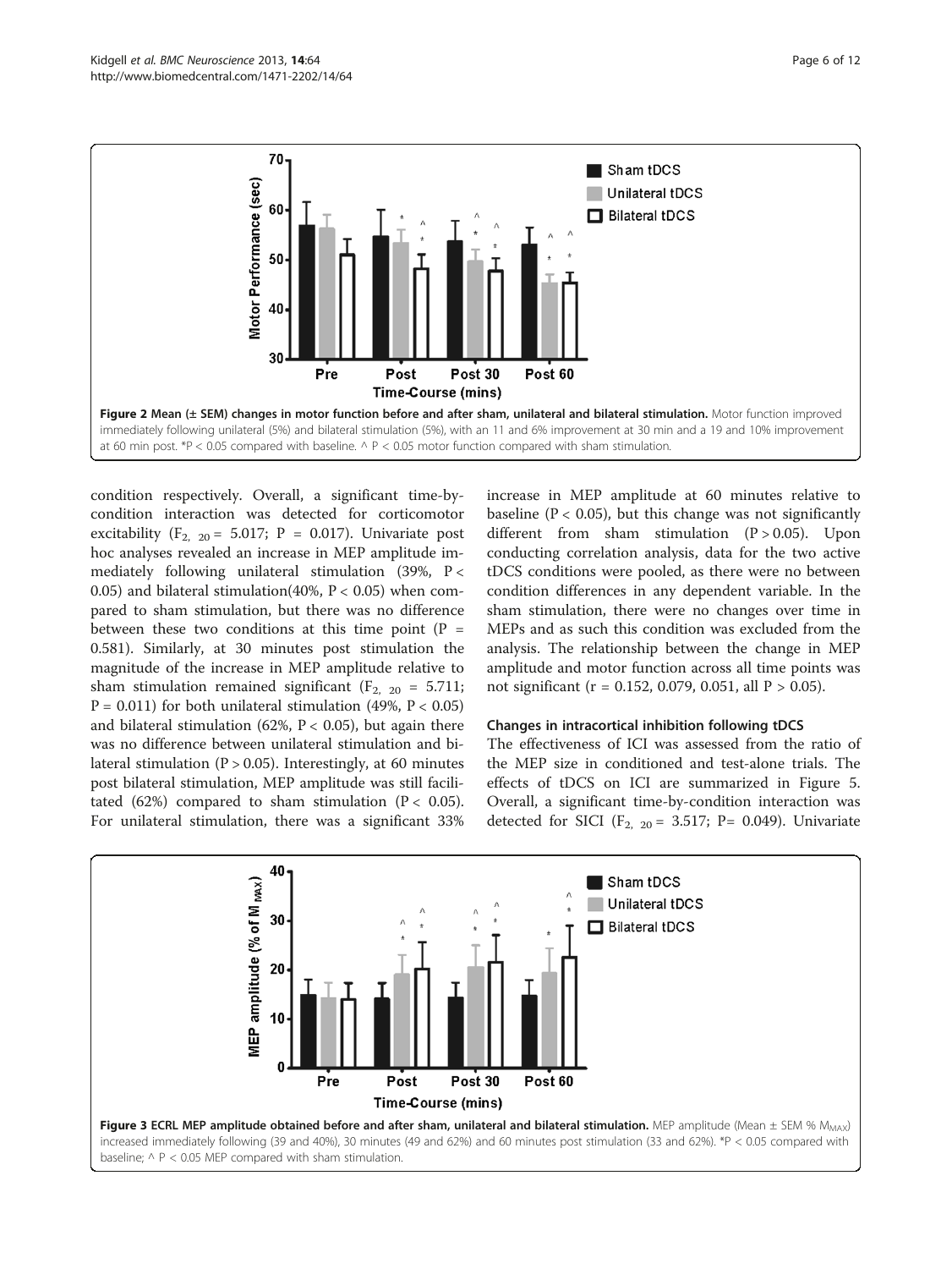Figure 2 Mean (± SEM) changes in motor function before and after sham, unilateral and bilateral stimulation. Motor function improved immediately following unilateral (5%) and bilateral stimulation (5%), with an 11 and 6% improvement at 30 min and a 19 and 10% improvement at 60 min post. *P < 0.05 compared with baseline. ^ P < 0.05 motor function compared with sham stimulation.

condition respectively. Overall, a significant time-by-condition interaction was detected for corticomotor excitability ($F_{2,\ 20}$ = 5.017; P = 0.017). Univariate post hoc analyses revealed an increase in MEP amplitude immediately following unilateral stimulation (39%, P < 0.05) and bilateral stimulation(40%, P < 0.05) when compared to sham stimulation, but there was no difference between these two conditions at this time point (P = 0.581). Similarly, at 30 minutes post stimulation the magnitude of the increase in MEP amplitude relative to sham stimulation remained significant ($F_{2,\ 20}$ = 5.711; P = 0.011) for both unilateral stimulation (49%, P < 0.05) and bilateral stimulation (62%, P < 0.05), but again there was no difference between unilateral stimulation and bilateral stimulation (P > 0.05). Interestingly, at 60 minutes post bilateral stimulation, MEP amplitude was still facilitated (62%) compared to sham stimulation (P < 0.05). For unilateral stimulation, there was a significant 33% increase in MEP amplitude at 60 minutes relative to baseline (P < 0.05), but this change was not significantly different from sham stimulation (P > 0.05). Upon conducting correlation analysis, data for the two active tDCS conditions were pooled, as there were no between condition differences in any dependent variable. In the sham stimulation, there were no changes over time in MEPs and as such this condition was excluded from the analysis. The relationship between the change in MEP amplitude and motor function across all time points was not significant (r = 0.152, 0.079, 0.051, all P > 0.05).

### Changes in intracortical inhibition following tDCS

The effectiveness of ICI was assessed from the ratio of the MEP size in conditioned and test-alone trials. The effects of tDCS on ICI are summarized in Figure 5. Overall, a significant time-by-condition interaction was detected for SICI ($F_{2,\ 20}$ = 3.517; P= 0.049). Univariate

Figure 3 ECRL MEP amplitude obtained before and after sham, unilateral and bilateral stimulation. MEP amplitude (Mean ± SEM % $M_{MAX}$) increased immediately following (39 and 40%), 30 minutes (49 and 62%) and 60 minutes post stimulation (33 and 62%). *P < 0.05 compared with baseline; ^ P < 0.05 MEP compared with sham stimulation.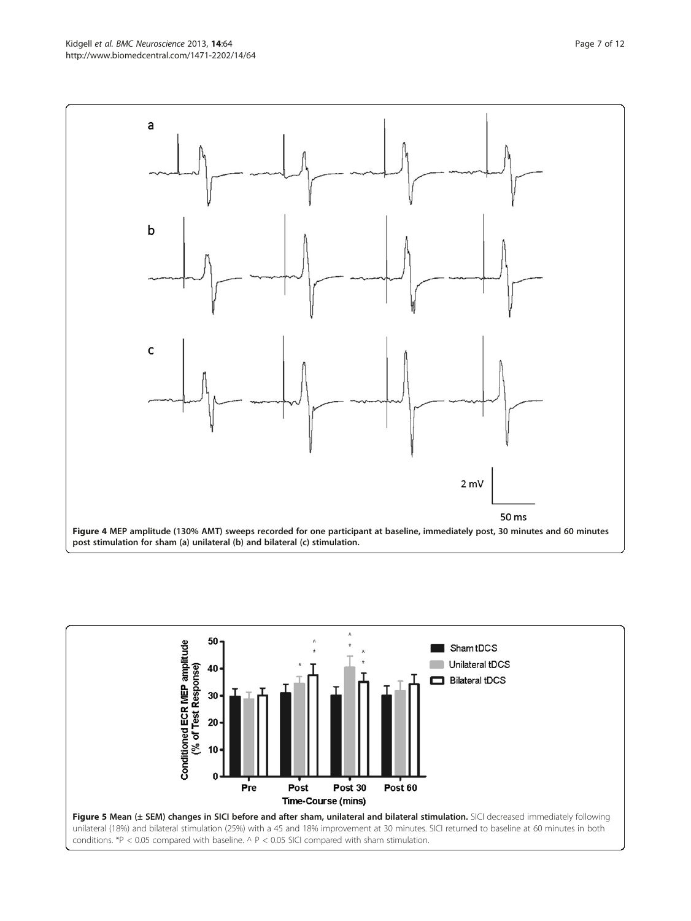**Figure 4** MEP amplitude (130% AMT) sweeps recorded for one participant at baseline, immediately post, 30 minutes and 60 minutes post stimulation for sham (a) unilateral (b) and bilateral (c) stimulation.

**Figure 5** Mean (± SEM) changes in SICI before and after sham, unilateral and bilateral stimulation. SICI decreased immediately following unilateral (18%) and bilateral stimulation (25%) with a 45 and 18% improvement at 30 minutes. SICI returned to baseline at 60 minutes in both conditions. *P < 0.05 compared with baseline. ^ P < 0.05 SICI compared with sham stimulation.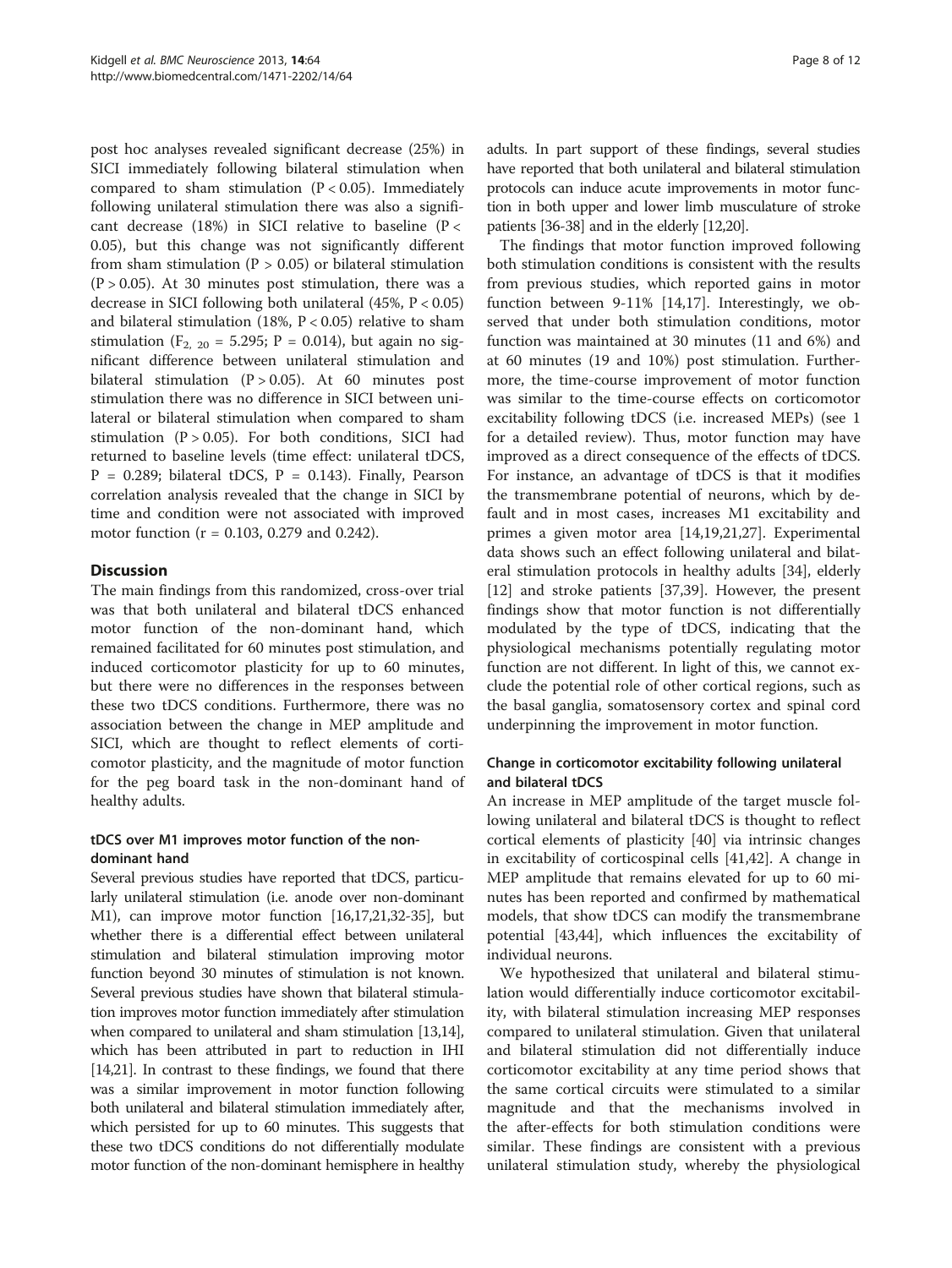post hoc analyses revealed significant decrease (25%) in SICI immediately following bilateral stimulation when compared to sham stimulation ($P < 0.05$). Immediately following unilateral stimulation there was also a significant decrease (18%) in SICI relative to baseline ($P < 0.05$), but this change was not significantly different from sham stimulation ($P > 0.05$) or bilateral stimulation ($P > 0.05$). At 30 minutes post stimulation, there was a decrease in SICI following both unilateral (45%, $P < 0.05$) and bilateral stimulation (18%, $P < 0.05$) relative to sham stimulation ($F_{2,\ 20} = 5.295$; $P = 0.014$), but again no significant difference between unilateral stimulation and bilateral stimulation ($P > 0.05$). At 60 minutes post stimulation there was no difference in SICI between unilateral or bilateral stimulation when compared to sham stimulation ($P > 0.05$). For both conditions, SICI had returned to baseline levels (time effect: unilateral tDCS, $P = 0.289$; bilateral tDCS, $P = 0.143$). Finally, Pearson correlation analysis revealed that the change in SICI by time and condition were not associated with improved motor function ($r = 0.103$, 0.279 and 0.242).

## Discussion

The main findings from this randomized, cross-over trial was that both unilateral and bilateral tDCS enhanced motor function of the non-dominant hand, which remained facilitated for 60 minutes post stimulation, and induced corticomotor plasticity for up to 60 minutes, but there were no differences in the responses between these two tDCS conditions. Furthermore, there was no association between the change in MEP amplitude and SICI, which are thought to reflect elements of corticomotor plasticity, and the magnitude of motor function for the peg board task in the non-dominant hand of healthy adults.

### tDCS over M1 improves motor function of the non-dominant hand

Several previous studies have reported that tDCS, particularly unilateral stimulation (i.e. anode over non-dominant M1), can improve motor function [16,17,21,32-35], but whether there is a differential effect between unilateral stimulation and bilateral stimulation improving motor function beyond 30 minutes of stimulation is not known. Several previous studies have shown that bilateral stimulation improves motor function immediately after stimulation when compared to unilateral and sham stimulation [13,14], which has been attributed in part to reduction in IHI [14,21]. In contrast to these findings, we found that there was a similar improvement in motor function following both unilateral and bilateral stimulation immediately after, which persisted for up to 60 minutes. This suggests that these two tDCS conditions do not differentially modulate motor function of the non-dominant hemisphere in healthy adults. In part support of these findings, several studies have reported that both unilateral and bilateral stimulation protocols can induce acute improvements in motor function in both upper and lower limb musculature of stroke patients [36-38] and in the elderly [12,20].

The findings that motor function improved following both stimulation conditions is consistent with the results from previous studies, which reported gains in motor function between 9-11% [14,17]. Interestingly, we observed that under both stimulation conditions, motor function was maintained at 30 minutes (11 and 6%) and at 60 minutes (19 and 10%) post stimulation. Furthermore, the time-course improvement of motor function was similar to the time-course effects on corticomotor excitability following tDCS (i.e. increased MEPs) (see 1 for a detailed review). Thus, motor function may have improved as a direct consequence of the effects of tDCS. For instance, an advantage of tDCS is that it modifies the transmembrane potential of neurons, which by default and in most cases, increases M1 excitability and primes a given motor area [14,19,21,27]. Experimental data shows such an effect following unilateral and bilateral stimulation protocols in healthy adults [34], elderly [12] and stroke patients [37,39]. However, the present findings show that motor function is not differentially modulated by the type of tDCS, indicating that the physiological mechanisms potentially regulating motor function are not different. In light of this, we cannot exclude the potential role of other cortical regions, such as the basal ganglia, somatosensory cortex and spinal cord underpinning the improvement in motor function.

### Change in corticomotor excitability following unilateral and bilateral tDCS

An increase in MEP amplitude of the target muscle following unilateral and bilateral tDCS is thought to reflect cortical elements of plasticity [40] via intrinsic changes in excitability of corticospinal cells [41,42]. A change in MEP amplitude that remains elevated for up to 60 minutes has been reported and confirmed by mathematical models, that show tDCS can modify the transmembrane potential [43,44], which influences the excitability of individual neurons.

We hypothesized that unilateral and bilateral stimulation would differentially induce corticomotor excitability, with bilateral stimulation increasing MEP responses compared to unilateral stimulation. Given that unilateral and bilateral stimulation did not differentially induce corticomotor excitability at any time period shows that the same cortical circuits were stimulated to a similar magnitude and that the mechanisms involved in the after-effects for both stimulation conditions were similar. These findings are consistent with a previous unilateral stimulation study, whereby the physiological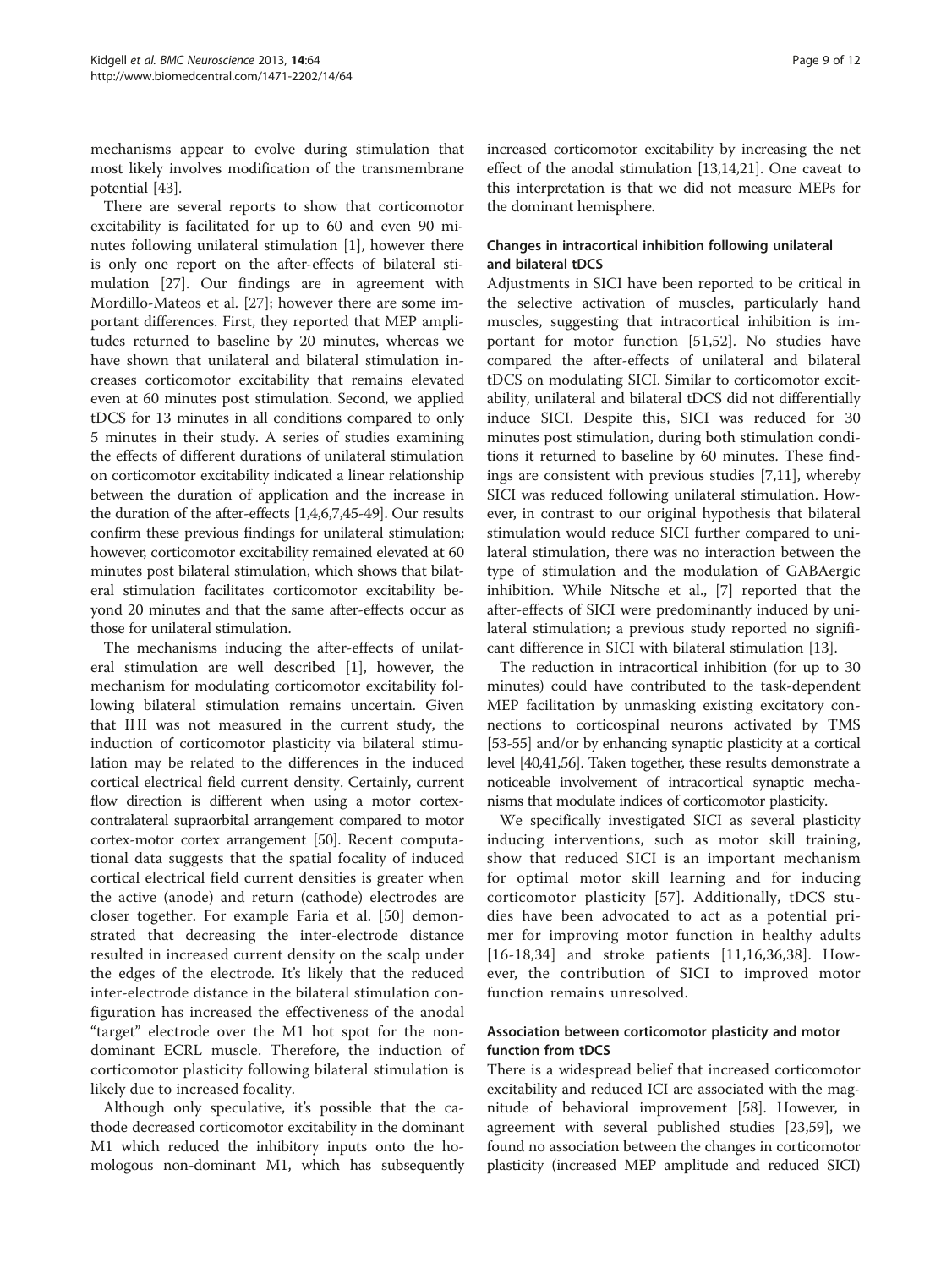mechanisms appear to evolve during stimulation that most likely involves modification of the transmembrane potential [43].

There are several reports to show that corticomotor excitability is facilitated for up to 60 and even 90 minutes following unilateral stimulation [1], however there is only one report on the after-effects of bilateral stimulation [27]. Our findings are in agreement with Mordillo-Mateos et al. [27]; however there are some important differences. First, they reported that MEP amplitudes returned to baseline by 20 minutes, whereas we have shown that unilateral and bilateral stimulation increases corticomotor excitability that remains elevated even at 60 minutes post stimulation. Second, we applied tDCS for 13 minutes in all conditions compared to only 5 minutes in their study. A series of studies examining the effects of different durations of unilateral stimulation on corticomotor excitability indicated a linear relationship between the duration of application and the increase in the duration of the after-effects [1,4,6,7,45-49]. Our results confirm these previous findings for unilateral stimulation; however, corticomotor excitability remained elevated at 60 minutes post bilateral stimulation, which shows that bilateral stimulation facilitates corticomotor excitability beyond 20 minutes and that the same after-effects occur as those for unilateral stimulation.

The mechanisms inducing the after-effects of unilateral stimulation are well described [1], however, the mechanism for modulating corticomotor excitability following bilateral stimulation remains uncertain. Given that IHI was not measured in the current study, the induction of corticomotor plasticity via bilateral stimulation may be related to the differences in the induced cortical electrical field current density. Certainly, current flow direction is different when using a motor cortex-contralateral supraorbital arrangement compared to motor cortex-motor cortex arrangement [50]. Recent computational data suggests that the spatial focality of induced cortical electrical field current densities is greater when the active (anode) and return (cathode) electrodes are closer together. For example Faria et al. [50] demonstrated that decreasing the inter-electrode distance resulted in increased current density on the scalp under the edges of the electrode. It's likely that the reduced inter-electrode distance in the bilateral stimulation configuration has increased the effectiveness of the anodal "target" electrode over the M1 hot spot for the non-dominant ECRL muscle. Therefore, the induction of corticomotor plasticity following bilateral stimulation is likely due to increased focality.

Although only speculative, it's possible that the cathode decreased corticomotor excitability in the dominant M1 which reduced the inhibitory inputs onto the homologous non-dominant M1, which has subsequently increased corticomotor excitability by increasing the net effect of the anodal stimulation [13,14,21]. One caveat to this interpretation is that we did not measure MEPs for the dominant hemisphere.

### Changes in intracortical inhibition following unilateral and bilateral tDCS

Adjustments in SICI have been reported to be critical in the selective activation of muscles, particularly hand muscles, suggesting that intracortical inhibition is important for motor function [51,52]. No studies have compared the after-effects of unilateral and bilateral tDCS on modulating SICI. Similar to corticomotor excitability, unilateral and bilateral tDCS did not differentially induce SICI. Despite this, SICI was reduced for 30 minutes post stimulation, during both stimulation conditions it returned to baseline by 60 minutes. These findings are consistent with previous studies [7,11], whereby SICI was reduced following unilateral stimulation. However, in contrast to our original hypothesis that bilateral stimulation would reduce SICI further compared to unilateral stimulation, there was no interaction between the type of stimulation and the modulation of GABAergic inhibition. While Nitsche et al., [7] reported that the after-effects of SICI were predominantly induced by unilateral stimulation; a previous study reported no significant difference in SICI with bilateral stimulation [13].

The reduction in intracortical inhibition (for up to 30 minutes) could have contributed to the task-dependent MEP facilitation by unmasking existing excitatory connections to corticospinal neurons activated by TMS [53-55] and/or by enhancing synaptic plasticity at a cortical level [40,41,56]. Taken together, these results demonstrate a noticeable involvement of intracortical synaptic mechanisms that modulate indices of corticomotor plasticity.

We specifically investigated SICI as several plasticity inducing interventions, such as motor skill training, show that reduced SICI is an important mechanism for optimal motor skill learning and for inducing corticomotor plasticity [57]. Additionally, tDCS studies have been advocated to act as a potential primer for improving motor function in healthy adults [16-18,34] and stroke patients [11,16,36,38]. However, the contribution of SICI to improved motor function remains unresolved.

### Association between corticomotor plasticity and motor function from tDCS

There is a widespread belief that increased corticomotor excitability and reduced ICI are associated with the magnitude of behavioral improvement [58]. However, in agreement with several published studies [23,59], we found no association between the changes in corticomotor plasticity (increased MEP amplitude and reduced SICI)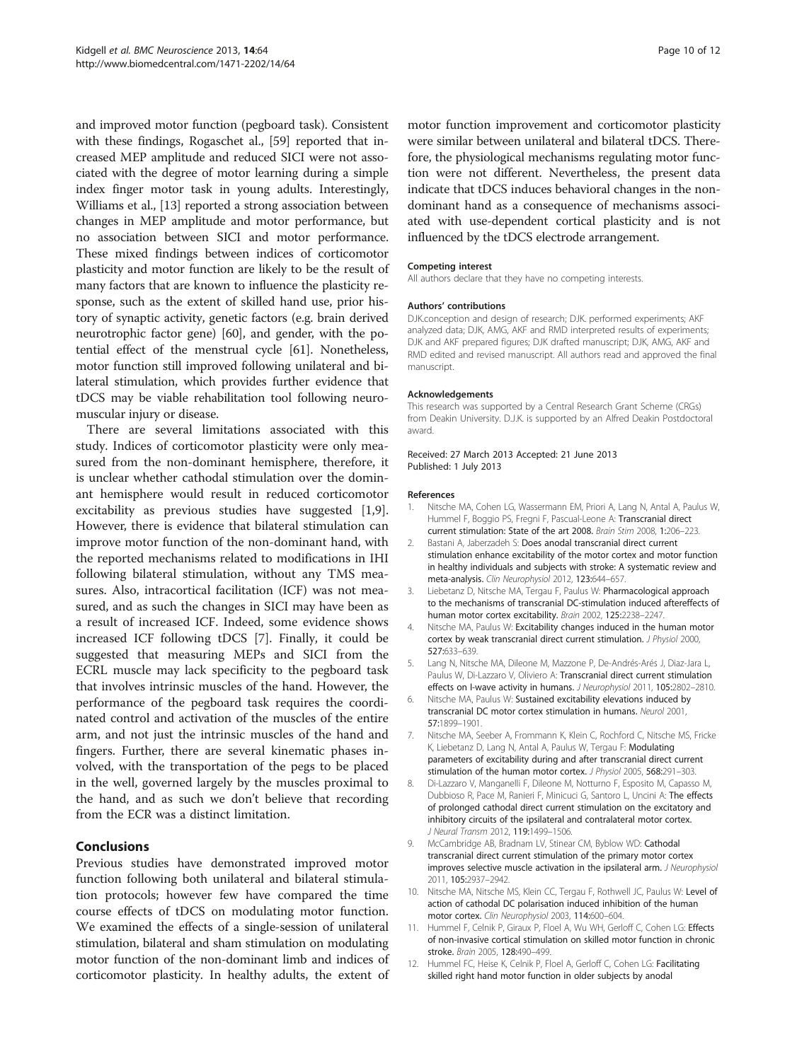and improved motor function (pegboard task). Consistent with these findings, Rogaschet al., [59] reported that increased MEP amplitude and reduced SICI were not associated with the degree of motor learning during a simple index finger motor task in young adults. Interestingly, Williams et al., [13] reported a strong association between changes in MEP amplitude and motor performance, but no association between SICI and motor performance. These mixed findings between indices of corticomotor plasticity and motor function are likely to be the result of many factors that are known to influence the plasticity response, such as the extent of skilled hand use, prior history of synaptic activity, genetic factors (e.g. brain derived neurotrophic factor gene) [60], and gender, with the potential effect of the menstrual cycle [61]. Nonetheless, motor function still improved following unilateral and bilateral stimulation, which provides further evidence that tDCS may be viable rehabilitation tool following neuromuscular injury or disease.

There are several limitations associated with this study. Indices of corticomotor plasticity were only measured from the non-dominant hemisphere, therefore, it is unclear whether cathodal stimulation over the dominant hemisphere would result in reduced corticomotor excitability as previous studies have suggested [1,9]. However, there is evidence that bilateral stimulation can improve motor function of the non-dominant hand, with the reported mechanisms related to modifications in IHI following bilateral stimulation, without any TMS measures. Also, intracortical facilitation (ICF) was not measured, and as such the changes in SICI may have been as a result of increased ICF. Indeed, some evidence shows increased ICF following tDCS [7]. Finally, it could be suggested that measuring MEPs and SICI from the ECRL muscle may lack specificity to the pegboard task that involves intrinsic muscles of the hand. However, the performance of the pegboard task requires the coordinated control and activation of the muscles of the entire arm, and not just the intrinsic muscles of the hand and fingers. Further, there are several kinematic phases involved, with the transportation of the pegs to be placed in the well, governed largely by the muscles proximal to the hand, and as such we don't believe that recording from the ECR was a distinct limitation.

## Conclusions

Previous studies have demonstrated improved motor function following both unilateral and bilateral stimulation protocols; however few have compared the time course effects of tDCS on modulating motor function. We examined the effects of a single-session of unilateral stimulation, bilateral and sham stimulation on modulating motor function of the non-dominant limb and indices of corticomotor plasticity. In healthy adults, the extent of motor function improvement and corticomotor plasticity were similar between unilateral and bilateral tDCS. Therefore, the physiological mechanisms regulating motor function were not different. Nevertheless, the present data indicate that tDCS induces behavioral changes in the non-dominant hand as a consequence of mechanisms associated with use-dependent cortical plasticity and is not influenced by the tDCS electrode arrangement.

#### Competing interest

All authors declare that they have no competing interests.

#### Authors' contributions

DJK.conception and design of research; DJK. performed experiments; AKF analyzed data; DJK, AMG, AKF and RMD interpreted results of experiments; DJK and AKF prepared figures; DJK drafted manuscript; DJK, AMG, AKF and RMD edited and revised manuscript. All authors read and approved the final manuscript.

#### Acknowledgements

This research was supported by a Central Research Grant Scheme (CRGs) from Deakin University. D.J.K. is supported by an Alfred Deakin Postdoctoral award.

Received: 27 March 2013 Accepted: 21 June 2013
Published: 1 July 2013

#### References

1. Nitsche MA, Cohen LG, Wassermann EM, Priori A, Lang N, Antal A, Paulus W, Hummel F, Boggio PS, Fregni F, Pascual-Leone A: **Transcranial direct current stimulation: State of the art 2008.** *Brain Stim* 2008, 1:206–223.
2. Bastani A, Jaberzadeh S: **Does anodal transcranial direct current stimulation enhance excitability of the motor cortex and motor function in healthy individuals and subjects with stroke: A systematic review and meta-analysis.** *Clin Neurophysiol* 2012, 123:644–657.
3. Liebetanz D, Nitsche MA, Tergau F, Paulus W: **Pharmacological approach to the mechanisms of transcranial DC-stimulation induced aftereffects of human motor cortex excitability.** *Brain* 2002, 125:2238–2247.
4. Nitsche MA, Paulus W: **Excitability changes induced in the human motor cortex by weak transcranial direct current stimulation.** *J Physiol* 2000, 527:633–639.
5. Lang N, Nitsche MA, Dileone M, Mazzone P, De-Andrés-Arés J, Diaz-Jara L, Paulus W, Di-Lazzaro V, Oliviero A: **Transcranial direct current stimulation effects on I-wave activity in humans.** *J Neurophysiol* 2011, 105:2802–2810.
6. Nitsche MA, Paulus W: **Sustained excitability elevations induced by transcranial DC motor cortex stimulation in humans.** *Neurol* 2001, 57:1899–1901.
7. Nitsche MA, Seeber A, Frommann K, Klein C, Rochford C, Nitsche MS, Fricke K, Liebetanz D, Lang N, Antal A, Paulus W, Tergau F: **Modulating parameters of excitability during and after transcranial direct current stimulation of the human motor cortex.** *J Physiol* 2005, 568:291–303.
8. Di-Lazzaro V, Manganelli F, Dileone M, Notturno F, Esposito M, Capasso M, Dubbioso R, Pace M, Ranieri F, Minicuci G, Santoro L, Uncini A: **The effects of prolonged cathodal direct current stimulation on the excitatory and inhibitory circuits of the ipsilateral and contralateral motor cortex.** *J Neural Transm* 2012, 119:1499–1506.
9. McCambridge AB, Bradnam LV, Stinear CM, Byblow WD: **Cathodal transcranial direct current stimulation of the primary motor cortex improves selective muscle activation in the ipsilateral arm.** *J Neurophysiol* 2011, 105:2937–2942.
10. Nitsche MA, Nitsche MS, Klein CC, Tergau F, Rothwell JC, Paulus W: **Level of action of cathodal DC polarisation induced inhibition of the human motor cortex.** *Clin Neurophysiol* 2003, 114:600–604.
11. Hummel F, Celnik P, Giraux P, Floel A, Wu WH, Gerloff C, Cohen LG: **Effects of non-invasive cortical stimulation on skilled motor function in chronic stroke.** *Brain* 2005, 128:490–499.
12. Hummel FC, Heise K, Celnik P, Floel A, Gerloff C, Cohen LG: **Facilitating skilled right hand motor function in older subjects by anodal**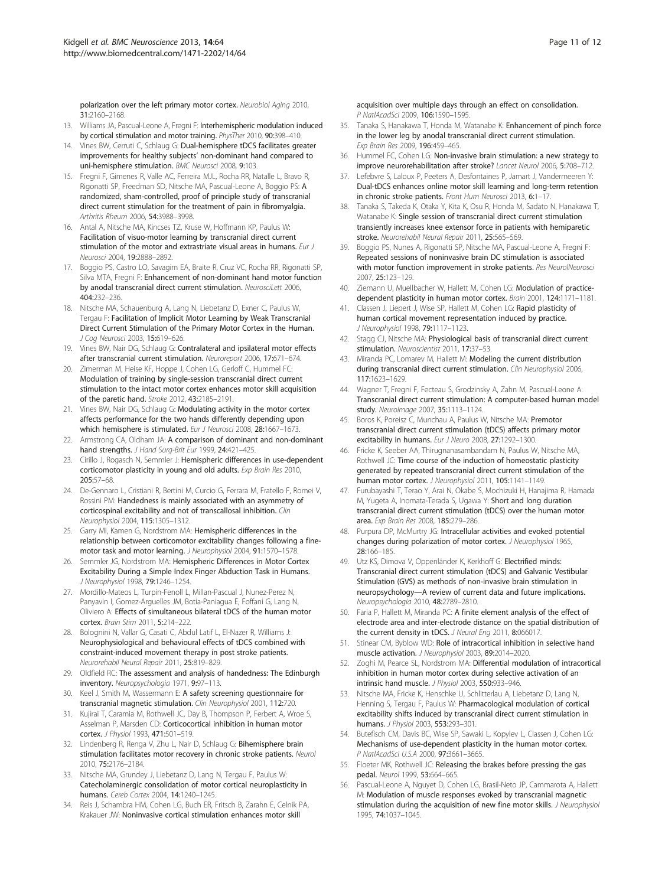polarization over the left primary motor cortex. Neurobiol Aging 2010, 31:2160–2168.

13. Williams JA, Pascual-Leone A, Fregni F: Interhemispheric modulation induced by cortical stimulation and motor training. PhysTher 2010, 90:398–410.
14. Vines BW, Cerruti C, Schlaug G: Dual-hemisphere tDCS facilitates greater improvements for healthy subjects' non-dominant hand compared to uni-hemisphere stimulation. BMC Neurosci 2008, 9:103.
15. Fregni F, Gimenes R, Valle AC, Ferreira MJL, Rocha RR, Natalle L, Bravo R, Rigonatti SP, Freedman SD, Nitsche MA, Pascual-Leone A, Boggio PS: A randomized, sham-controlled, proof of principle study of transcranial direct current stimulation for the treatment of pain in fibromyalgia. Arthritis Rheum 2006, 54:3988–3998.
16. Antal A, Nitsche MA, Kincses TZ, Kruse W, Hoffmann KP, Paulus W: Facilitation of visuo-motor learning by transcranial direct current stimulation of the motor and extrastriate visual areas in humans. Eur J Neurosci 2004, 19:2888–2892.
17. Boggio PS, Castro LO, Savagim EA, Braite R, Cruz VC, Rocha RR, Rigonatti SP, Silva MTA, Fregni F: Enhancement of non-dominant hand motor function by anodal transcranial direct current stimulation. NeurosciLett 2006, 404:232–236.
18. Nitsche MA, Schauenburg A, Lang N, Liebetanz D, Exner C, Paulus W, Tergau F: Facilitation of Implicit Motor Learning by Weak Transcranial Direct Current Stimulation of the Primary Motor Cortex in the Human. J Cog Neurosci 2003, 15:619–626.
19. Vines BW, Nair DG, Schlaug G: Contralateral and ipsilateral motor effects after transcranial current stimulation. Neuroreport 2006, 17:671–674.
20. Zimerman M, Heise KF, Hoppe J, Cohen LG, Gerloff C, Hummel FC: Modulation of training by single-session transcranial direct current stimulation to the intact motor cortex enhances motor skill acquisition of the paretic hand. Stroke 2012, 43:2185–2191.
21. Vines BW, Nair DG, Schlaug G: Modulating activity in the motor cortex affects performance for the two hands differently depending upon which hemisphere is stimulated. Eur J Neurosci 2008, 28:1667–1673.
22. Armstrong CA, Oldham JA: A comparison of dominant and non-dominant hand strengths. J Hand Surg-Brit Eur 1999, 24:421–425.
23. Cirillo J, Rogasch N, Semmler J: Hemispheric differences in use-dependent corticomotor plasticity in young and old adults. Exp Brain Res 2010, 205:57–68.
24. De-Gennaro L, Cristiani R, Bertini M, Curcio G, Ferrara M, Fratello F, Romei V, Rossini PM: Handedness is mainly associated with an asymmetry of corticospinal excitability and not of transcallosal inhibition. Clin Neurophysiol 2004, 115:1305–1312.
25. Garry MI, Kamen G, Nordstrom MA: Hemispheric differences in the relationship between corticomotor excitability changes following a fine-motor task and motor learning. J Neurophysiol 2004, 91:1570–1578.
26. Semmler JG, Nordstrom MA: Hemispheric Differences in Motor Cortex Excitability During a Simple Index Finger Abduction Task in Humans. J Neurophysiol 1998, 79:1246–1254.
27. Mordillo-Mateos L, Turpin-Fenoll L, Millan-Pascual J, Nunez-Perez N, Panyavin I, Gomez-Arguelles JM, Botia-Paniagua E, Foffani G, Lang N, Oliviero A: Effects of simultaneous bilateral tDCS of the human motor cortex. Brain Stim 2011, 5:214–222.
28. Bolognini N, Vallar G, Casati C, Abdul Latif L, El-Nazer R, Williams J: Neurophysiological and behavioural effects of tDCS combined with constraint-induced movement therapy in post stroke patients. Neurorehabil Neural Repair 2011, 25:819–829.
29. Oldfield RC: The assessment and analysis of handedness: The Edinburgh inventory. Neuropsychologia 1971, 9:97–113.
30. Keel J, Smith M, Wassermann E: A safety screening questionnaire for transcranial magnetic stimulation. Clin Neurophysiol 2001, 112:720.
31. Kujirai T, Caramia M, Rothwell JC, Day B, Thompson P, Ferbert A, Wroe S, Asselman P, Marsden CD: Corticocortical inhibition in human motor cortex. J Physiol 1993, 471:501–519.
32. Lindenberg R, Renga V, Zhu L, Nair D, Schlaug G: Bihemisphere brain stimulation facilitates motor recovery in chronic stroke patients. Neurol 2010, 75:2176–2184.
33. Nitsche MA, Grundey J, Liebetanz D, Lang N, Tergau F, Paulus W: Catecholaminergic consolidation of motor cortical neuroplasticity in humans. Cereb Cortex 2004, 14:1240–1245.
34. Reis J, Schambra HM, Cohen LG, Buch ER, Fritsch B, Zarahn E, Celnik PA, Krakauer JW: Noninvasive cortical stimulation enhances motor skill acquisition over multiple days through an effect on consolidation. P NatlAcadSci 2009, 106:1590–1595.
35. Tanaka S, Hanakawa T, Honda M, Watanabe K: Enhancement of pinch force in the lower leg by anodal transcranial direct current stimulation. Exp Brain Res 2009, 196:459–465.
36. Hummel FC, Cohen LG: Non-invasive brain stimulation: a new strategy to improve neurorehabilitation after stroke? Lancet Neurol 2006, 5:708–712.
37. Lefebvre S, Laloux P, Peeters A, Desfontaines P, Jamart J, Vandermeeren Y: Dual-tDCS enhances online motor skill learning and long-term retention in chronic stroke patients. Front Hum Neurosci 2013, 6:1–17.
38. Tanaka S, Takeda K, Otaka Y, Kita K, Osu R, Honda M, Sadato N, Hanakawa T, Watanabe K: Single session of transcranial direct current stimulation transiently increases knee extensor force in patients with hemiparetic stroke. Neurorehabil Neural Repair 2011, 25:565–569.
39. Boggio PS, Nunes A, Rigonatti SP, Nitsche MA, Pascual-Leone A, Fregni F: Repeated sessions of noninvasive brain DC stimulation is associated with motor function improvement in stroke patients. Res NeurolNeurosci 2007, 25:123–129.
40. Ziemann U, Muellbacher W, Hallett M, Cohen LG: Modulation of practice-dependent plasticity in human motor cortex. Brain 2001, 124:1171–1181.
41. Classen J, Liepert J, Wise SP, Hallett M, Cohen LG: Rapid plasticity of human cortical movement representation induced by practice. J Neurophysiol 1998, 79:1117–1123.
42. Stagg CJ, Nitsche MA: Physiological basis of transcranial direct current stimulation. Neuroscientist 2011, 17:37–53.
43. Miranda PC, Lomarev M, Hallett M: Modeling the current distribution during transcranial direct current stimulation. Clin Neurophysiol 2006, 117:1623–1629.
44. Wagner T, Fregni F, Fecteau S, Grodzinsky A, Zahn M, Pascual-Leone A: Transcranial direct current stimulation: A computer-based human model study. NeuroImage 2007, 35:1113–1124.
45. Boros K, Poreisz C, Munchau A, Paulus W, Nitsche MA: Premotor transcranial direct current stimulation (tDCS) affects primary motor excitability in humans. Eur J Neuro 2008, 27:1292–1300.
46. Fricke K, Seeber AA, Thirugnanasambandam N, Paulus W, Nitsche MA, Rothwell JC: Time course of the induction of homeostatic plasticity generated by repeated transcranial direct current stimulation of the human motor cortex. J Neurophysiol 2011, 105:1141–1149.
47. Furubayashi T, Terao Y, Arai N, Okabe S, Mochizuki H, Hanajima R, Hamada M, Yugeta A, Inomata-Terada S, Ugawa Y: Short and long duration transcranial direct current stimulation (tDCS) over the human motor area. Exp Brain Res 2008, 185:279–286.
48. Purpura DP, McMurtry JG: Intracellular activities and evoked potential changes during polarization of motor cortex. J Neurophysiol 1965, 28:166–185.
49. Utz KS, Dimova V, Oppenländer K, Kerkhoff G: Electrified minds: Transcranial direct current stimulation (tDCS) and Galvanic Vestibular Stimulation (GVS) as methods of non-invasive brain stimulation in neuropsychology—A review of current data and future implications. Neuropsychologia 2010, 48:2789–2810.
50. Faria P, Hallett M, Miranda PC: A finite element analysis of the effect of electrode area and inter-electrode distance on the spatial distribution of the current density in tDCS. J Neural Eng 2011, 8:066017.
51. Stinear CM, Byblow WD: Role of intracortical inhibition in selective hand muscle activation. J Neurophysiol 2003, 89:2014–2020.
52. Zoghi M, Pearce SL, Nordstrom MA: Differential modulation of intracortical inhibition in human motor cortex during selective activation of an intrinsic hand muscle. J Physiol 2003, 550:933–946.
53. Nitsche MA, Fricke K, Henschke U, Schlitterlau A, Liebetanz D, Lang N, Henning S, Tergau F, Paulus W: Pharmacological modulation of cortical excitability shifts induced by transcranial direct current stimulation in humans. J Physiol 2003, 553:293–301.
54. Butefisch CM, Davis BC, Wise SP, Sawaki L, Kopylev L, Classen J, Cohen LG: Mechanisms of use-dependent plasticity in the human motor cortex. P NatlAcadSci U.S.A 2000, 97:3661–3665.
55. Floeter MK, Rothwell JC: Releasing the brakes before pressing the gas pedal. Neurol 1999, 53:664–665.
56. Pascual-Leone A, Nguyet D, Cohen LG, Brasil-Neto JP, Cammarota A, Hallett M: Modulation of muscle responses evoked by transcranial magnetic stimulation during the acquisition of new fine motor skills. J Neurophysiol 1995, 74:1037–1045.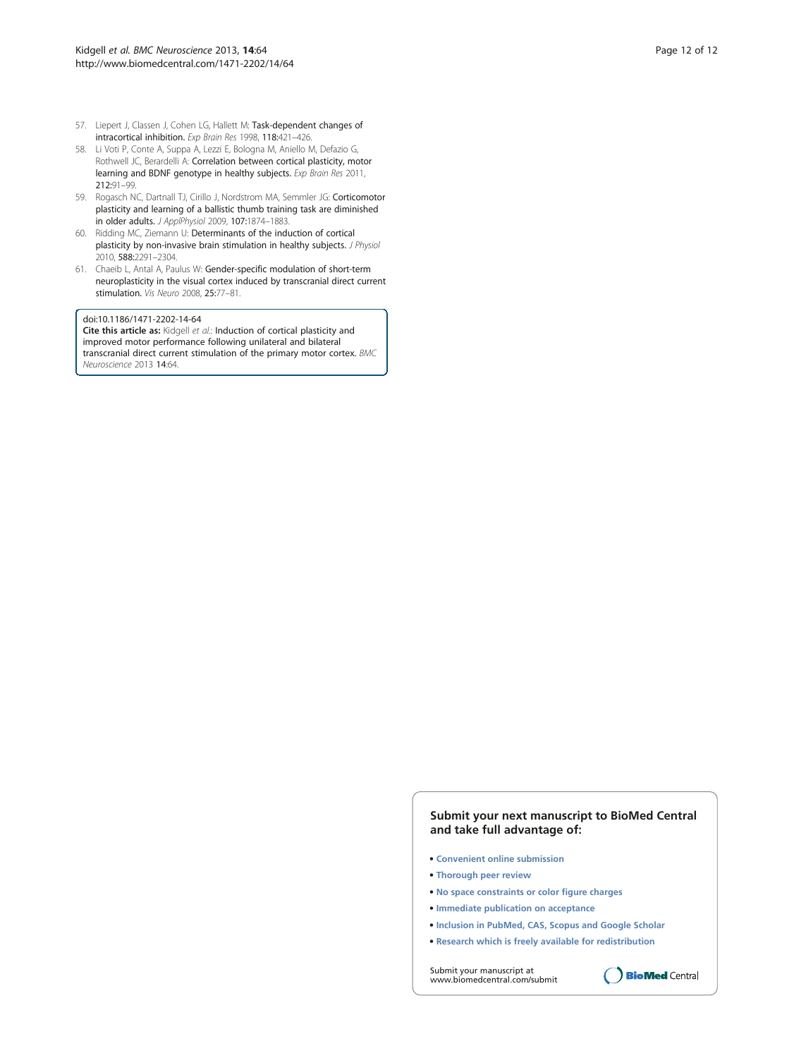57. Liepert J, Classen J, Cohen LG, Hallett M: **Task-dependent changes of intracortical inhibition.** *Exp Brain Res* 1998, **118:**421–426.
58. Li Voti P, Conte A, Suppa A, Lezzi E, Bologna M, Aniello M, Defazio G, Rothwell JC, Berardelli A: **Correlation between cortical plasticity, motor learning and BDNF genotype in healthy subjects.** *Exp Brain Res* 2011, **212:**91–99.
59. Rogasch NC, Dartnall TJ, Cirillo J, Nordstrom MA, Semmler JG: **Corticomotor plasticity and learning of a ballistic thumb training task are diminished in older adults.** *J ApplPhysiol* 2009, **107:**1874–1883.
60. Ridding MC, Ziemann U: **Determinants of the induction of cortical plasticity by non-invasive brain stimulation in healthy subjects.** *J Physiol* 2010, **588:**2291–2304.
61. Chaeib L, Antal A, Paulus W: **Gender-specific modulation of short-term neuroplasticity in the visual cortex induced by transcranial direct current stimulation.** *Vis Neuro* 2008, **25:**77–81.

doi:10.1186/1471-2202-14-64

**Cite this article as:** Kidgell *et al.*: Induction of cortical plasticity and improved motor performance following unilateral and bilateral transcranial direct current stimulation of the primary motor cortex. *BMC Neuroscience* 2013 **14**:64.

**Submit your next manuscript to BioMed Central and take full advantage of:**

- **Convenient online submission**
- **Thorough peer review**
- **No space constraints or color figure charges**
- **Immediate publication on acceptance**
- **Inclusion in PubMed, CAS, Scopus and Google Scholar**
- **Research which is freely available for redistribution**

Submit your manuscript at
www.biomedcentral.com/submit

BioMed Central